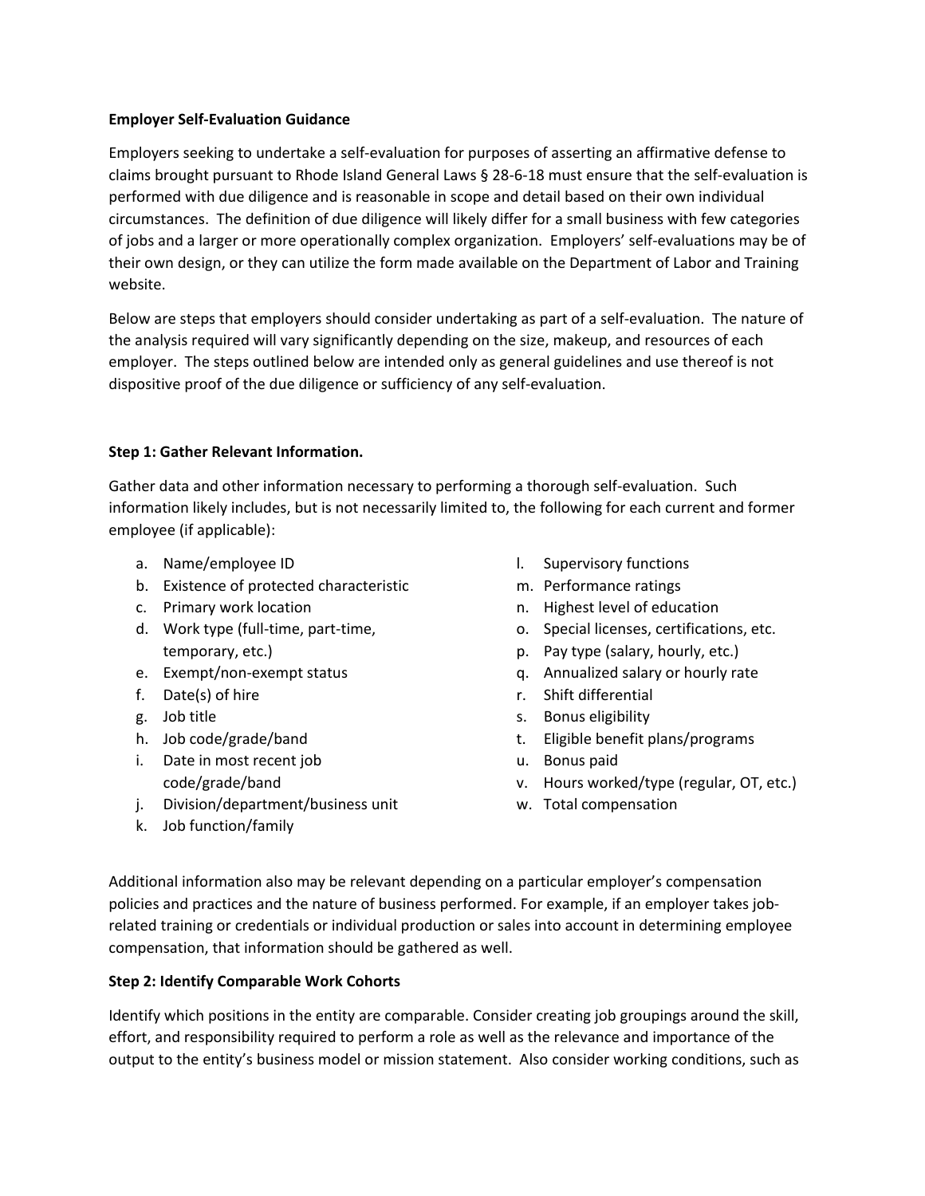**Employer Self-Evaluation Guidance**

Employers seeking to undertake a self-evaluation for purposes of asserting an affirmative defense to claims brought pursuant to Rhode Island General Laws § 28-6-18 must ensure that the self-evaluation is performed with due diligence and is reasonable in scope and detail based on their own individual circumstances. The definition of due diligence will likely differ for a small business with few categories of jobs and a larger or more operationally complex organization. Employers' self-evaluations may be of their own design, or they can utilize the form made available on the Department of Labor and Training website.

Below are steps that employers should consider undertaking as part of a self-evaluation. The nature of the analysis required will vary significantly depending on the size, makeup, and resources of each employer. The steps outlined below are intended only as general guidelines and use thereof is not dispositive proof of the due diligence or sufficiency of any self-evaluation.

**Step 1: Gather Relevant Information.**

Gather data and other information necessary to performing a thorough self-evaluation. Such information likely includes, but is not necessarily limited to, the following for each current and former employee (if applicable):

a. Name/employee ID
b. Existence of protected characteristic
c. Primary work location
d. Work type (full-time, part-time, temporary, etc.)
e. Exempt/non-exempt status
f. Date(s) of hire
g. Job title
h. Job code/grade/band
i. Date in most recent job code/grade/band
j. Division/department/business unit
k. Job function/family
l. Supervisory functions
m. Performance ratings
n. Highest level of education
o. Special licenses, certifications, etc.
p. Pay type (salary, hourly, etc.)
q. Annualized salary or hourly rate
r. Shift differential
s. Bonus eligibility
t. Eligible benefit plans/programs
u. Bonus paid
v. Hours worked/type (regular, OT, etc.)
w. Total compensation

Additional information also may be relevant depending on a particular employer's compensation policies and practices and the nature of business performed. For example, if an employer takes job-related training or credentials or individual production or sales into account in determining employee compensation, that information should be gathered as well.

**Step 2: Identify Comparable Work Cohorts**

Identify which positions in the entity are comparable. Consider creating job groupings around the skill, effort, and responsibility required to perform a role as well as the relevance and importance of the output to the entity's business model or mission statement. Also consider working conditions, such as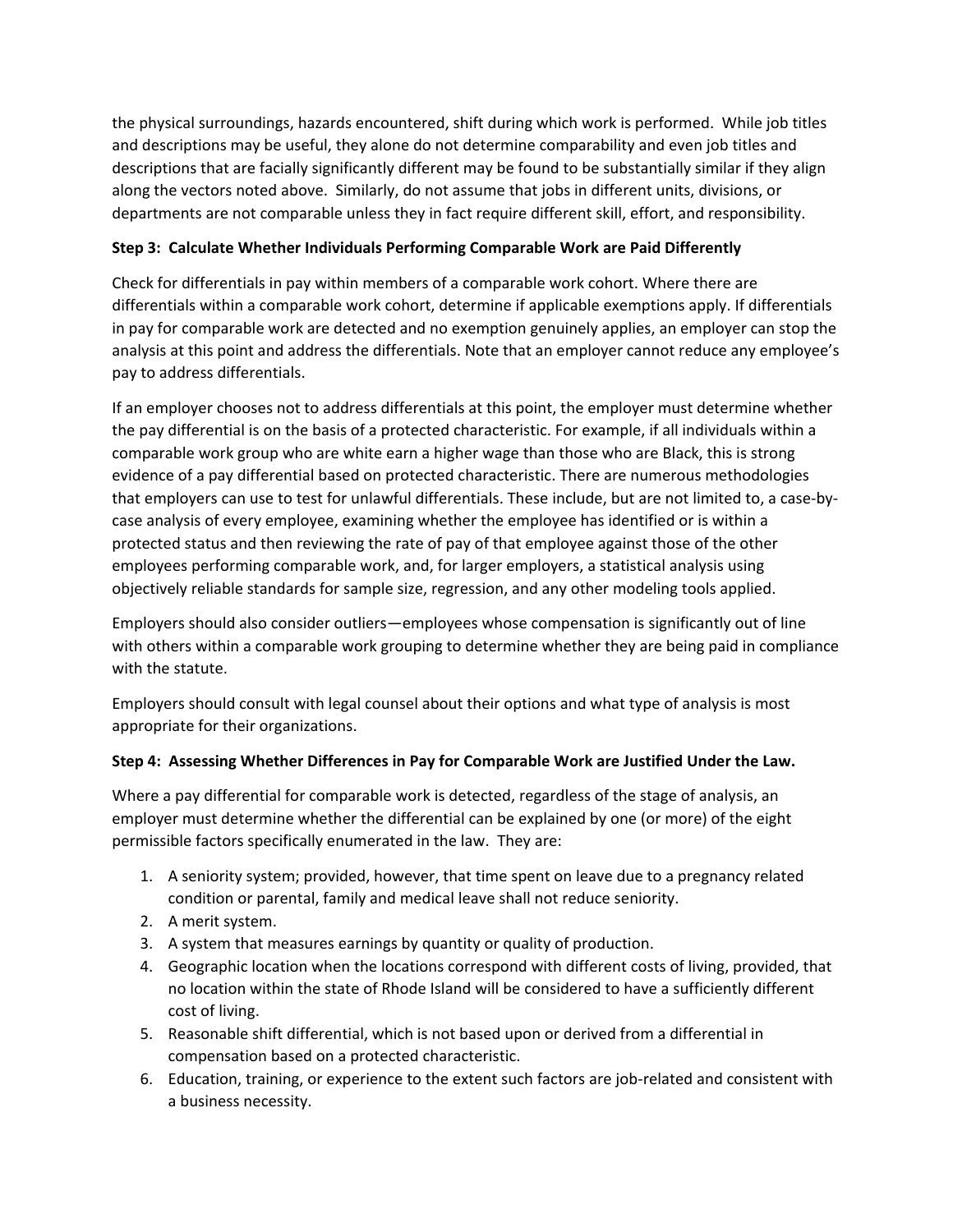the physical surroundings, hazards encountered, shift during which work is performed. While job titles and descriptions may be useful, they alone do not determine comparability and even job titles and descriptions that are facially significantly different may be found to be substantially similar if they align along the vectors noted above. Similarly, do not assume that jobs in different units, divisions, or departments are not comparable unless they in fact require different skill, effort, and responsibility.

**Step 3: Calculate Whether Individuals Performing Comparable Work are Paid Differently**

Check for differentials in pay within members of a comparable work cohort. Where there are differentials within a comparable work cohort, determine if applicable exemptions apply. If differentials in pay for comparable work are detected and no exemption genuinely applies, an employer can stop the analysis at this point and address the differentials. Note that an employer cannot reduce any employee's pay to address differentials.

If an employer chooses not to address differentials at this point, the employer must determine whether the pay differential is on the basis of a protected characteristic. For example, if all individuals within a comparable work group who are white earn a higher wage than those who are Black, this is strong evidence of a pay differential based on protected characteristic. There are numerous methodologies that employers can use to test for unlawful differentials. These include, but are not limited to, a case-by-case analysis of every employee, examining whether the employee has identified or is within a protected status and then reviewing the rate of pay of that employee against those of the other employees performing comparable work, and, for larger employers, a statistical analysis using objectively reliable standards for sample size, regression, and any other modeling tools applied.

Employers should also consider outliers—employees whose compensation is significantly out of line with others within a comparable work grouping to determine whether they are being paid in compliance with the statute.

Employers should consult with legal counsel about their options and what type of analysis is most appropriate for their organizations.

**Step 4: Assessing Whether Differences in Pay for Comparable Work are Justified Under the Law.**

Where a pay differential for comparable work is detected, regardless of the stage of analysis, an employer must determine whether the differential can be explained by one (or more) of the eight permissible factors specifically enumerated in the law. They are:

1. A seniority system; provided, however, that time spent on leave due to a pregnancy related condition or parental, family and medical leave shall not reduce seniority.
2. A merit system.
3. A system that measures earnings by quantity or quality of production.
4. Geographic location when the locations correspond with different costs of living, provided, that no location within the state of Rhode Island will be considered to have a sufficiently different cost of living.
5. Reasonable shift differential, which is not based upon or derived from a differential in compensation based on a protected characteristic.
6. Education, training, or experience to the extent such factors are job-related and consistent with a business necessity.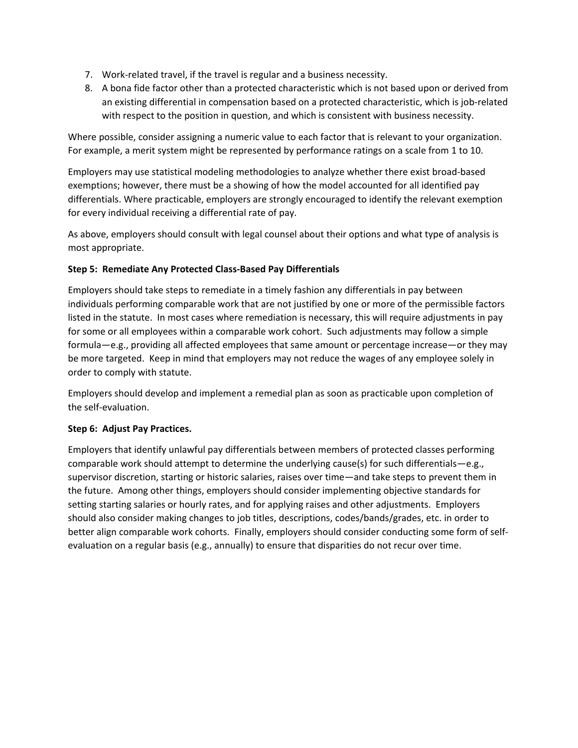7. Work-related travel, if the travel is regular and a business necessity.
8. A bona fide factor other than a protected characteristic which is not based upon or derived from an existing differential in compensation based on a protected characteristic, which is job-related with respect to the position in question, and which is consistent with business necessity.

Where possible, consider assigning a numeric value to each factor that is relevant to your organization. For example, a merit system might be represented by performance ratings on a scale from 1 to 10.

Employers may use statistical modeling methodologies to analyze whether there exist broad-based exemptions; however, there must be a showing of how the model accounted for all identified pay differentials. Where practicable, employers are strongly encouraged to identify the relevant exemption for every individual receiving a differential rate of pay.

As above, employers should consult with legal counsel about their options and what type of analysis is most appropriate.

**Step 5: Remediate Any Protected Class-Based Pay Differentials**

Employers should take steps to remediate in a timely fashion any differentials in pay between individuals performing comparable work that are not justified by one or more of the permissible factors listed in the statute. In most cases where remediation is necessary, this will require adjustments in pay for some or all employees within a comparable work cohort. Such adjustments may follow a simple formula—e.g., providing all affected employees that same amount or percentage increase—or they may be more targeted. Keep in mind that employers may not reduce the wages of any employee solely in order to comply with statute.

Employers should develop and implement a remedial plan as soon as practicable upon completion of the self-evaluation.

**Step 6: Adjust Pay Practices.**

Employers that identify unlawful pay differentials between members of protected classes performing comparable work should attempt to determine the underlying cause(s) for such differentials—e.g., supervisor discretion, starting or historic salaries, raises over time—and take steps to prevent them in the future. Among other things, employers should consider implementing objective standards for setting starting salaries or hourly rates, and for applying raises and other adjustments. Employers should also consider making changes to job titles, descriptions, codes/bands/grades, etc. in order to better align comparable work cohorts. Finally, employers should consider conducting some form of self-evaluation on a regular basis (e.g., annually) to ensure that disparities do not recur over time.